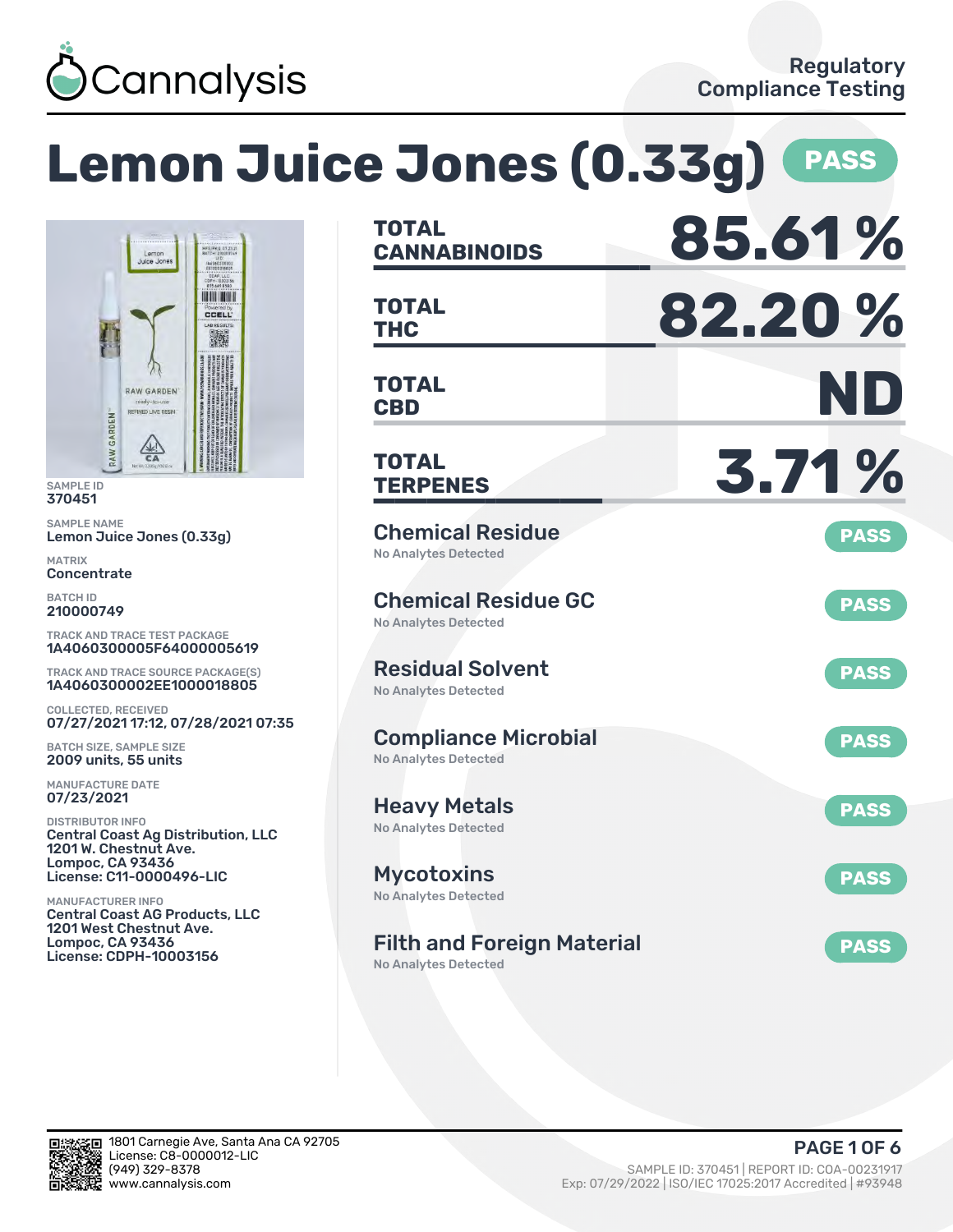Cannalysis

Regulatory Compliance Testing

# Lemon Juice Jones (0.33g) PASS

SAMPLE ID
370451

SAMPLE NAME
Lemon Juice Jones (0.33g)

MATRIX
Concentrate

BATCH ID
210000749

TRACK AND TRACE TEST PACKAGE
1A4060300005F64000005619

TRACK AND TRACE SOURCE PACKAGE(S)
1A4060300002EE1000018805

COLLECTED, RECEIVED
07/27/2021 17:12, 07/28/2021 07:35

BATCH SIZE, SAMPLE SIZE
2009 units, 55 units

MANUFACTURE DATE
07/23/2021

DISTRIBUTOR INFO
Central Coast Ag Distribution, LLC
1201 W. Chestnut Ave.
Lompoc, CA 93436
License: C11-0000496-LIC

MANUFACTURER INFO
Central Coast AG Products, LLC
1201 West Chestnut Ave.
Lompoc, CA 93436
License: CDPH-10003156

| | |
|---|---|
| **TOTAL CANNABINOIDS** | **85.61 %** |
| **TOTAL THC** | **82.20 %** |
| **TOTAL CBD** | **ND** |
| **TOTAL TERPENES** | **3.71 %** |

| Test | Result |
|---|---|
| **Chemical Residue** – No Analytes Detected | PASS |
| **Chemical Residue GC** – No Analytes Detected | PASS |
| **Residual Solvent** – No Analytes Detected | PASS |
| **Compliance Microbial** – No Analytes Detected | PASS |
| **Heavy Metals** – No Analytes Detected | PASS |
| **Mycotoxins** – No Analytes Detected | PASS |
| **Filth and Foreign Material** – No Analytes Detected | PASS |

1801 Carnegie Ave, Santa Ana CA 92705
License: C8-0000012-LIC
(949) 329-8378
www.cannalysis.com

SAMPLE ID: 370451 | REPORT ID: COA-00231917
Exp: 07/29/2022 | ISO/IEC 17025:2017 Accredited | #93948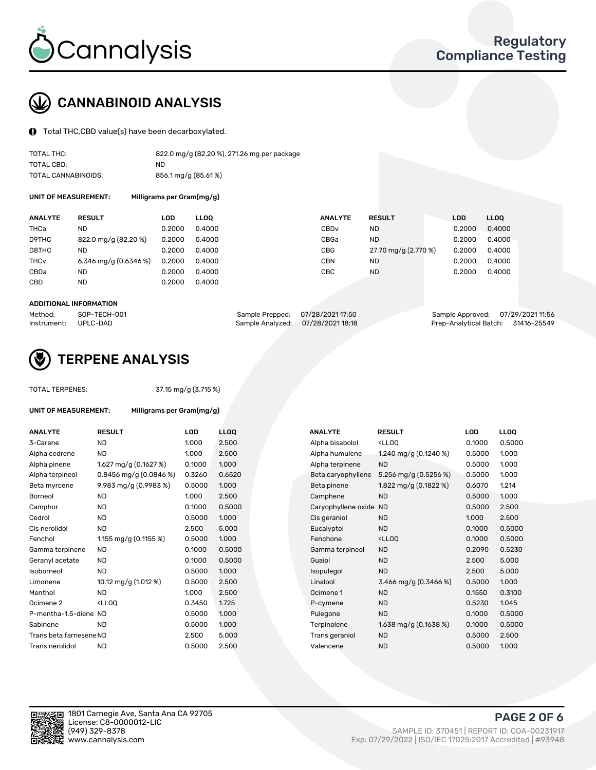# CANNABINOID ANALYSIS

Total THC,CBD value(s) have been decarboxylated.

| | |
|---|---|
| TOTAL THC: | 822.0 mg/g (82.20 %), 271.26 mg per package |
| TOTAL CBD: | ND |
| TOTAL CANNABINOIDS: | 856.1 mg/g (85.61 %) |

**UNIT OF MEASUREMENT:** Milligrams per Gram(mg/g)

| ANALYTE | RESULT | LOD | LLOQ | ANALYTE | RESULT | LOD | LLOQ |
|---|---|---|---|---|---|---|---|
| THCa | ND | 0.2000 | 0.4000 | CBDv | ND | 0.2000 | 0.4000 |
| D9THC | 822.0 mg/g (82.20 %) | 0.2000 | 0.4000 | CBGa | ND | 0.2000 | 0.4000 |
| D8THC | ND | 0.2000 | 0.4000 | CBG | 27.70 mg/g (2.770 %) | 0.2000 | 0.4000 |
| THCv | 6.346 mg/g (0.6346 %) | 0.2000 | 0.4000 | CBN | ND | 0.2000 | 0.4000 |
| CBDa | ND | 0.2000 | 0.4000 | CBC | ND | 0.2000 | 0.4000 |
| CBD | ND | 0.2000 | 0.4000 | | | | |

**ADDITIONAL INFORMATION**

| | | | | | |
|---|---|---|---|---|---|
| Method: | SOP-TECH-001 | Sample Prepped: | 07/28/2021 17:50 | Sample Approved: | 07/29/2021 11:56 |
| Instrument: | UPLC-DAD | Sample Analyzed: | 07/28/2021 18:18 | Prep-Analytical Batch: | 31416-25549 |

# TERPENE ANALYSIS

TOTAL TERPENES: 37.15 mg/g (3.715 %)

**UNIT OF MEASUREMENT:** Milligrams per Gram(mg/g)

| ANALYTE | RESULT | LOD | LLOQ | ANALYTE | RESULT | LOD | LLOQ |
|---|---|---|---|---|---|---|---|
| 3-Carene | ND | 1.000 | 2.500 | Alpha bisabolol | <LLOQ | 0.1000 | 0.5000 |
| Alpha cedrene | ND | 1.000 | 2.500 | Alpha humulene | 1.240 mg/g (0.1240 %) | 0.5000 | 1.000 |
| Alpha pinene | 1.627 mg/g (0.1627 %) | 0.1000 | 1.000 | Alpha terpinene | ND | 0.5000 | 1.000 |
| Alpha terpineol | 0.8456 mg/g (0.0846 %) | 0.3260 | 0.6520 | Beta caryophyllene | 5.256 mg/g (0.5256 %) | 0.5000 | 1.000 |
| Beta myrcene | 9.983 mg/g (0.9983 %) | 0.5000 | 1.000 | Beta pinene | 1.822 mg/g (0.1822 %) | 0.6070 | 1.214 |
| Borneol | ND | 1.000 | 2.500 | Camphene | ND | 0.5000 | 1.000 |
| Camphor | ND | 0.1000 | 0.5000 | Caryophyllene oxide | ND | 0.5000 | 2.500 |
| Cedrol | ND | 0.5000 | 1.000 | Cis geraniol | ND | 1.000 | 2.500 |
| Cis nerolidol | ND | 2.500 | 5.000 | Eucalyptol | ND | 0.1000 | 0.5000 |
| Fenchol | 1.155 mg/g (0.1155 %) | 0.5000 | 1.000 | Fenchone | <LLOQ | 0.1000 | 0.5000 |
| Gamma terpinene | ND | 0.1000 | 0.5000 | Gamma terpineol | ND | 0.2090 | 0.5230 |
| Geranyl acetate | ND | 0.1000 | 0.5000 | Guaiol | ND | 2.500 | 5.000 |
| Isoborneol | ND | 0.5000 | 1.000 | Isopulegol | ND | 2.500 | 5.000 |
| Limonene | 10.12 mg/g (1.012 %) | 0.5000 | 2.500 | Linalool | 3.466 mg/g (0.3466 %) | 0.5000 | 1.000 |
| Menthol | ND | 1.000 | 2.500 | Ocimene 1 | ND | 0.1550 | 0.3100 |
| Ocimene 2 | <LLOQ | 0.3450 | 1.725 | P-cymene | ND | 0.5230 | 1.045 |
| P-mentha-1,5-diene | ND | 0.5000 | 1.000 | Pulegone | ND | 0.1000 | 0.5000 |
| Sabinene | ND | 0.5000 | 1.000 | Terpinolene | 1.638 mg/g (0.1638 %) | 0.1000 | 0.5000 |
| Trans beta farnesene | ND | 2.500 | 5.000 | Trans geraniol | ND | 0.5000 | 2.500 |
| Trans nerolidol | ND | 0.5000 | 2.500 | Valencene | ND | 0.5000 | 1.000 |

1801 Carnegie Ave, Santa Ana CA 92705
License: C8-0000012-LIC
(949) 329-8378
www.cannalysis.com

SAMPLE ID: 370451 | REPORT ID: COA-00231917
Exp: 07/29/2022 | ISO/IEC 17025:2017 Accredited | #93948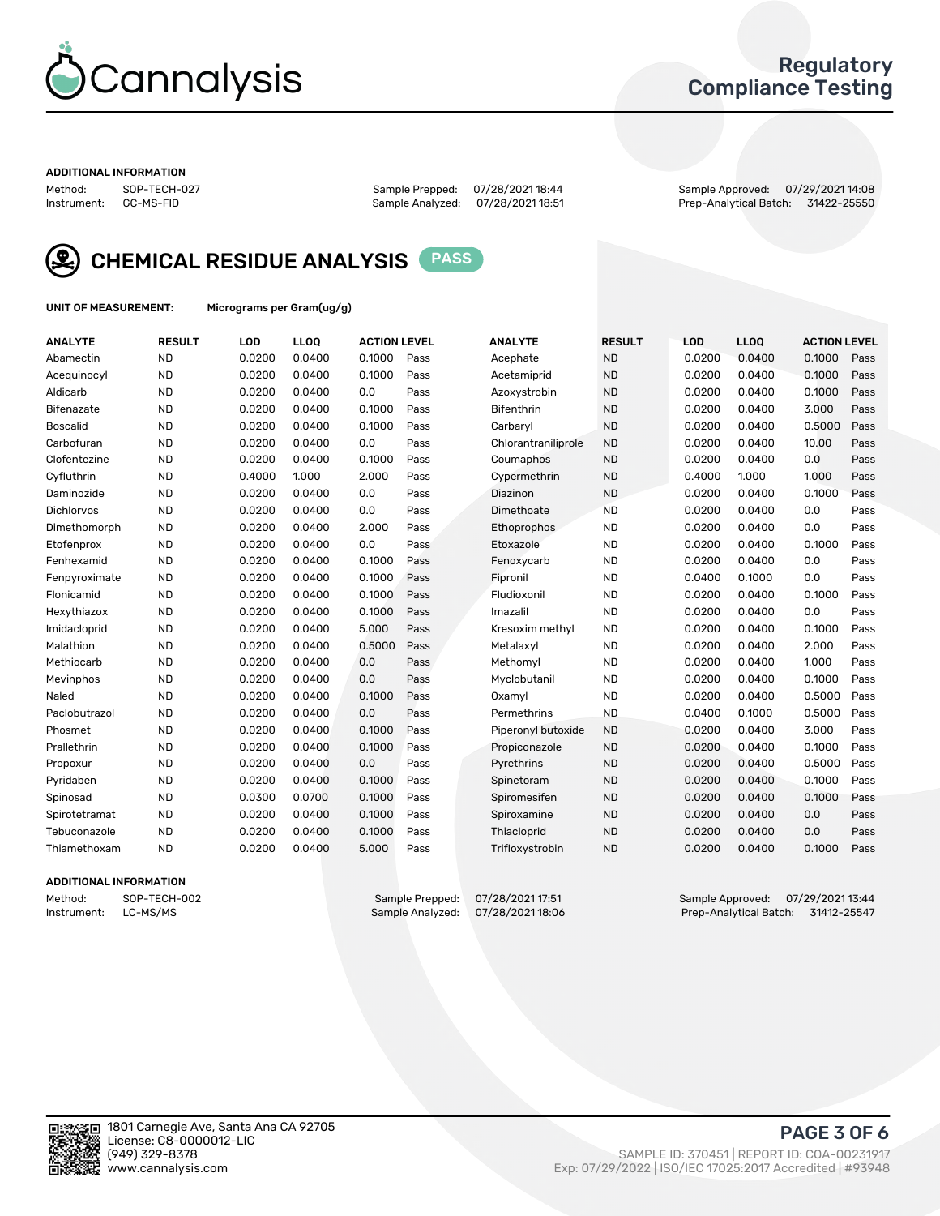# Cannalysis

Regulatory Compliance Testing

**ADDITIONAL INFORMATION**

Method: SOP-TECH-027
Instrument: GC-MS-FID

Sample Prepped: 07/28/2021 18:44
Sample Analyzed: 07/28/2021 18:51

Sample Approved: 07/29/2021 14:08
Prep-Analytical Batch: 31422-25550

## CHEMICAL RESIDUE ANALYSIS PASS

**UNIT OF MEASUREMENT:** Micrograms per Gram(ug/g)

| ANALYTE | RESULT | LOD | LLOQ | ACTION LEVEL | | ANALYTE | RESULT | LOD | LLOQ | ACTION LEVEL | |
|---|---|---|---|---|---|---|---|---|---|---|---|
| Abamectin | ND | 0.0200 | 0.0400 | 0.1000 | Pass | Acephate | ND | 0.0200 | 0.0400 | 0.1000 | Pass |
| Acequinocyl | ND | 0.0200 | 0.0400 | 0.1000 | Pass | Acetamiprid | ND | 0.0200 | 0.0400 | 0.1000 | Pass |
| Aldicarb | ND | 0.0200 | 0.0400 | 0.0 | Pass | Azoxystrobin | ND | 0.0200 | 0.0400 | 0.1000 | Pass |
| Bifenazate | ND | 0.0200 | 0.0400 | 0.1000 | Pass | Bifenthrin | ND | 0.0200 | 0.0400 | 3.000 | Pass |
| Boscalid | ND | 0.0200 | 0.0400 | 0.1000 | Pass | Carbaryl | ND | 0.0200 | 0.0400 | 0.5000 | Pass |
| Carbofuran | ND | 0.0200 | 0.0400 | 0.0 | Pass | Chlorantraniliprole | ND | 0.0200 | 0.0400 | 10.00 | Pass |
| Clofentezine | ND | 0.0200 | 0.0400 | 0.1000 | Pass | Coumaphos | ND | 0.0200 | 0.0400 | 0.0 | Pass |
| Cyfluthrin | ND | 0.4000 | 1.000 | 2.000 | Pass | Cypermethrin | ND | 0.4000 | 1.000 | 1.000 | Pass |
| Daminozide | ND | 0.0200 | 0.0400 | 0.0 | Pass | Diazinon | ND | 0.0200 | 0.0400 | 0.1000 | Pass |
| Dichlorvos | ND | 0.0200 | 0.0400 | 0.0 | Pass | Dimethoate | ND | 0.0200 | 0.0400 | 0.0 | Pass |
| Dimethomorph | ND | 0.0200 | 0.0400 | 2.000 | Pass | Ethoprophos | ND | 0.0200 | 0.0400 | 0.0 | Pass |
| Etofenprox | ND | 0.0200 | 0.0400 | 0.0 | Pass | Etoxazole | ND | 0.0200 | 0.0400 | 0.1000 | Pass |
| Fenhexamid | ND | 0.0200 | 0.0400 | 0.1000 | Pass | Fenoxycarb | ND | 0.0200 | 0.0400 | 0.0 | Pass |
| Fenpyroximate | ND | 0.0200 | 0.0400 | 0.1000 | Pass | Fipronil | ND | 0.0400 | 0.1000 | 0.0 | Pass |
| Flonicamid | ND | 0.0200 | 0.0400 | 0.1000 | Pass | Fludioxonil | ND | 0.0200 | 0.0400 | 0.1000 | Pass |
| Hexythiazox | ND | 0.0200 | 0.0400 | 0.1000 | Pass | Imazalil | ND | 0.0200 | 0.0400 | 0.0 | Pass |
| Imidacloprid | ND | 0.0200 | 0.0400 | 5.000 | Pass | Kresoxim methyl | ND | 0.0200 | 0.0400 | 0.1000 | Pass |
| Malathion | ND | 0.0200 | 0.0400 | 0.5000 | Pass | Metalaxyl | ND | 0.0200 | 0.0400 | 2.000 | Pass |
| Methiocarb | ND | 0.0200 | 0.0400 | 0.0 | Pass | Methomyl | ND | 0.0200 | 0.0400 | 1.000 | Pass |
| Mevinphos | ND | 0.0200 | 0.0400 | 0.0 | Pass | Myclobutanil | ND | 0.0200 | 0.0400 | 0.1000 | Pass |
| Naled | ND | 0.0200 | 0.0400 | 0.1000 | Pass | Oxamyl | ND | 0.0200 | 0.0400 | 0.5000 | Pass |
| Paclobutrazol | ND | 0.0200 | 0.0400 | 0.0 | Pass | Permethrins | ND | 0.0400 | 0.1000 | 0.5000 | Pass |
| Phosmet | ND | 0.0200 | 0.0400 | 0.1000 | Pass | Piperonyl butoxide | ND | 0.0200 | 0.0400 | 3.000 | Pass |
| Prallethrin | ND | 0.0200 | 0.0400 | 0.1000 | Pass | Propiconazole | ND | 0.0200 | 0.0400 | 0.1000 | Pass |
| Propoxur | ND | 0.0200 | 0.0400 | 0.0 | Pass | Pyrethrins | ND | 0.0200 | 0.0400 | 0.5000 | Pass |
| Pyridaben | ND | 0.0200 | 0.0400 | 0.1000 | Pass | Spinetoram | ND | 0.0200 | 0.0400 | 0.1000 | Pass |
| Spinosad | ND | 0.0300 | 0.0700 | 0.1000 | Pass | Spiromesifen | ND | 0.0200 | 0.0400 | 0.1000 | Pass |
| Spirotetramat | ND | 0.0200 | 0.0400 | 0.1000 | Pass | Spiroxamine | ND | 0.0200 | 0.0400 | 0.0 | Pass |
| Tebuconazole | ND | 0.0200 | 0.0400 | 0.1000 | Pass | Thiacloprid | ND | 0.0200 | 0.0400 | 0.0 | Pass |
| Thiamethoxam | ND | 0.0200 | 0.0400 | 5.000 | Pass | Trifloxystrobin | ND | 0.0200 | 0.0400 | 0.1000 | Pass |

**ADDITIONAL INFORMATION**

Method: SOP-TECH-002
Instrument: LC-MS/MS

Sample Prepped: 07/28/2021 17:51
Sample Analyzed: 07/28/2021 18:06

Sample Approved: 07/29/2021 13:44
Prep-Analytical Batch: 31412-25547

1801 Carnegie Ave, Santa Ana CA 92705
License: C8-0000012-LIC
(949) 329-8378
www.cannalysis.com

SAMPLE ID: 370451 | REPORT ID: COA-00231917
Exp: 07/29/2022 | ISO/IEC 17025:2017 Accredited | #93948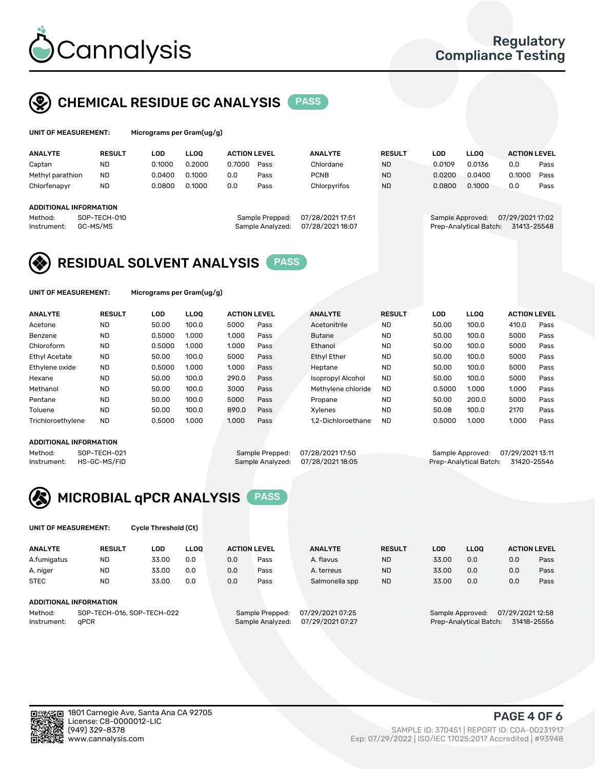# Cannalysis

Regulatory Compliance Testing

## CHEMICAL RESIDUE GC ANALYSIS PASS

**UNIT OF MEASUREMENT:** Micrograms per Gram(ug/g)

| ANALYTE | RESULT | LOD | LLOQ | ACTION LEVEL | | ANALYTE | RESULT | LOD | LLOQ | ACTION LEVEL | |
|---|---|---|---|---|---|---|---|---|---|---|---|
| Captan | ND | 0.1000 | 0.2000 | 0.7000 | Pass | Chlordane | ND | 0.0109 | 0.0136 | 0.0 | Pass |
| Methyl parathion | ND | 0.0400 | 0.1000 | 0.0 | Pass | PCNB | ND | 0.0200 | 0.0400 | 0.1000 | Pass |
| Chlorfenapyr | ND | 0.0800 | 0.1000 | 0.0 | Pass | Chlorpyrifos | ND | 0.0800 | 0.1000 | 0.0 | Pass |

**ADDITIONAL INFORMATION**

Method: SOP-TECH-010
Instrument: GC-MS/MS
Sample Prepped: 07/28/2021 17:51
Sample Analyzed: 07/28/2021 18:07
Sample Approved: 07/29/2021 17:02
Prep-Analytical Batch: 31413-25548

## RESIDUAL SOLVENT ANALYSIS PASS

**UNIT OF MEASUREMENT:** Micrograms per Gram(ug/g)

| ANALYTE | RESULT | LOD | LLOQ | ACTION LEVEL | | ANALYTE | RESULT | LOD | LLOQ | ACTION LEVEL | |
|---|---|---|---|---|---|---|---|---|---|---|---|
| Acetone | ND | 50.00 | 100.0 | 5000 | Pass | Acetonitrile | ND | 50.00 | 100.0 | 410.0 | Pass |
| Benzene | ND | 0.5000 | 1.000 | 1.000 | Pass | Butane | ND | 50.00 | 100.0 | 5000 | Pass |
| Chloroform | ND | 0.5000 | 1.000 | 1.000 | Pass | Ethanol | ND | 50.00 | 100.0 | 5000 | Pass |
| Ethyl Acetate | ND | 50.00 | 100.0 | 5000 | Pass | Ethyl Ether | ND | 50.00 | 100.0 | 5000 | Pass |
| Ethylene oxide | ND | 0.5000 | 1.000 | 1.000 | Pass | Heptane | ND | 50.00 | 100.0 | 5000 | Pass |
| Hexane | ND | 50.00 | 100.0 | 290.0 | Pass | Isopropyl Alcohol | ND | 50.00 | 100.0 | 5000 | Pass |
| Methanol | ND | 50.00 | 100.0 | 3000 | Pass | Methylene chloride | ND | 0.5000 | 1.000 | 1.000 | Pass |
| Pentane | ND | 50.00 | 100.0 | 5000 | Pass | Propane | ND | 50.00 | 200.0 | 5000 | Pass |
| Toluene | ND | 50.00 | 100.0 | 890.0 | Pass | Xylenes | ND | 50.08 | 100.0 | 2170 | Pass |
| Trichloroethylene | ND | 0.5000 | 1.000 | 1.000 | Pass | 1,2-Dichloroethane | ND | 0.5000 | 1.000 | 1.000 | Pass |

**ADDITIONAL INFORMATION**

Method: SOP-TECH-021
Instrument: HS-GC-MS/FID
Sample Prepped: 07/28/2021 17:50
Sample Analyzed: 07/28/2021 18:05
Sample Approved: 07/29/2021 13:11
Prep-Analytical Batch: 31420-25546

## MICROBIAL qPCR ANALYSIS PASS

**UNIT OF MEASUREMENT:** Cycle Threshold (Ct)

| ANALYTE | RESULT | LOD | LLOQ | ACTION LEVEL | | ANALYTE | RESULT | LOD | LLOQ | ACTION LEVEL | |
|---|---|---|---|---|---|---|---|---|---|---|---|
| A.fumigatus | ND | 33.00 | 0.0 | 0.0 | Pass | A. flavus | ND | 33.00 | 0.0 | 0.0 | Pass |
| A. niger | ND | 33.00 | 0.0 | 0.0 | Pass | A. terreus | ND | 33.00 | 0.0 | 0.0 | Pass |
| STEC | ND | 33.00 | 0.0 | 0.0 | Pass | Salmonella spp | ND | 33.00 | 0.0 | 0.0 | Pass |

**ADDITIONAL INFORMATION**

Method: SOP-TECH-016, SOP-TECH-022
Instrument: qPCR
Sample Prepped: 07/29/2021 07:25
Sample Analyzed: 07/29/2021 07:27
Sample Approved: 07/29/2021 12:58
Prep-Analytical Batch: 31418-25556

1801 Carnegie Ave, Santa Ana CA 92705
License: C8-0000012-LIC
(949) 329-8378
www.cannalysis.com

SAMPLE ID: 370451 | REPORT ID: COA-00231917
Exp: 07/29/2022 | ISO/IEC 17025:2017 Accredited | #93948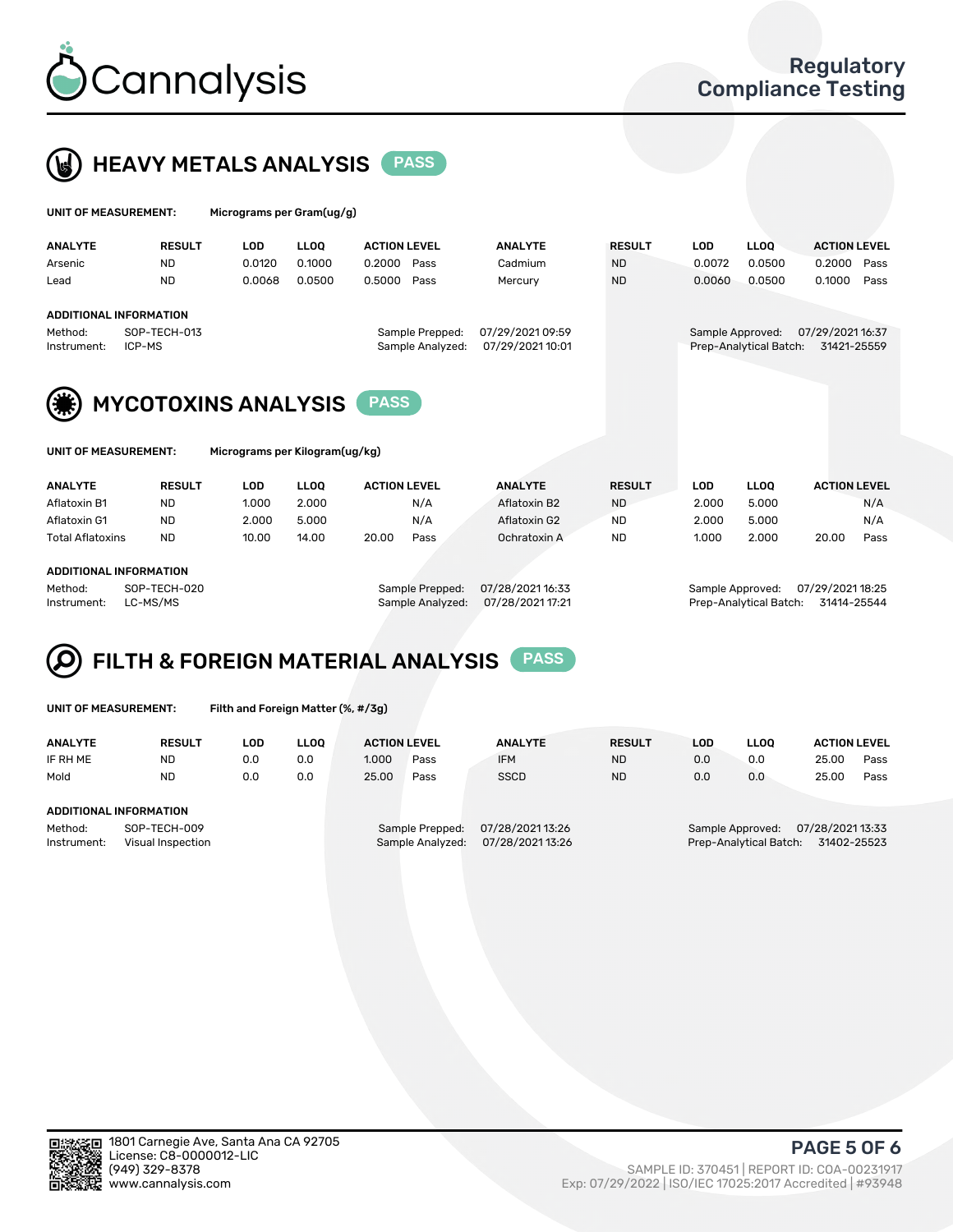# Cannalysis

Regulatory Compliance Testing

## HEAVY METALS ANALYSIS PASS

**UNIT OF MEASUREMENT:** Micrograms per Gram(ug/g)

| ANALYTE | RESULT | LOD | LLOQ | ACTION LEVEL | | ANALYTE | RESULT | LOD | LLOQ | ACTION LEVEL | |
|---|---|---|---|---|---|---|---|---|---|---|---|
| Arsenic | ND | 0.0120 | 0.1000 | 0.2000 | Pass | Cadmium | ND | 0.0072 | 0.0500 | 0.2000 | Pass |
| Lead | ND | 0.0068 | 0.0500 | 0.5000 | Pass | Mercury | ND | 0.0060 | 0.0500 | 0.1000 | Pass |

**ADDITIONAL INFORMATION**

Method: SOP-TECH-013
Instrument: ICP-MS
Sample Prepped: 07/29/2021 09:59
Sample Analyzed: 07/29/2021 10:01
Sample Approved: 07/29/2021 16:37
Prep-Analytical Batch: 31421-25559

## MYCOTOXINS ANALYSIS PASS

**UNIT OF MEASUREMENT:** Micrograms per Kilogram(ug/kg)

| ANALYTE | RESULT | LOD | LLOQ | ACTION LEVEL | | ANALYTE | RESULT | LOD | LLOQ | ACTION LEVEL | |
|---|---|---|---|---|---|---|---|---|---|---|---|
| Aflatoxin B1 | ND | 1.000 | 2.000 | | N/A | Aflatoxin B2 | ND | 2.000 | 5.000 | | N/A |
| Aflatoxin G1 | ND | 2.000 | 5.000 | | N/A | Aflatoxin G2 | ND | 2.000 | 5.000 | | N/A |
| Total Aflatoxins | ND | 10.00 | 14.00 | 20.00 | Pass | Ochratoxin A | ND | 1.000 | 2.000 | 20.00 | Pass |

**ADDITIONAL INFORMATION**

Method: SOP-TECH-020
Instrument: LC-MS/MS
Sample Prepped: 07/28/2021 16:33
Sample Analyzed: 07/28/2021 17:21
Sample Approved: 07/29/2021 18:25
Prep-Analytical Batch: 31414-25544

## FILTH & FOREIGN MATERIAL ANALYSIS PASS

**UNIT OF MEASUREMENT:** Filth and Foreign Matter (%, #/3g)

| ANALYTE | RESULT | LOD | LLOQ | ACTION LEVEL | | ANALYTE | RESULT | LOD | LLOQ | ACTION LEVEL | |
|---|---|---|---|---|---|---|---|---|---|---|---|
| IF RH ME | ND | 0.0 | 0.0 | 1.000 | Pass | IFM | ND | 0.0 | 0.0 | 25.00 | Pass |
| Mold | ND | 0.0 | 0.0 | 25.00 | Pass | SSCD | ND | 0.0 | 0.0 | 25.00 | Pass |

**ADDITIONAL INFORMATION**

Method: SOP-TECH-009
Instrument: Visual Inspection
Sample Prepped: 07/28/2021 13:26
Sample Analyzed: 07/28/2021 13:26
Sample Approved: 07/28/2021 13:33
Prep-Analytical Batch: 31402-25523

1801 Carnegie Ave, Santa Ana CA 92705
License: C8-0000012-LIC
(949) 329-8378
www.cannalysis.com

SAMPLE ID: 370451 | REPORT ID: COA-00231917
Exp: 07/29/2022 | ISO/IEC 17025:2017 Accredited | #93948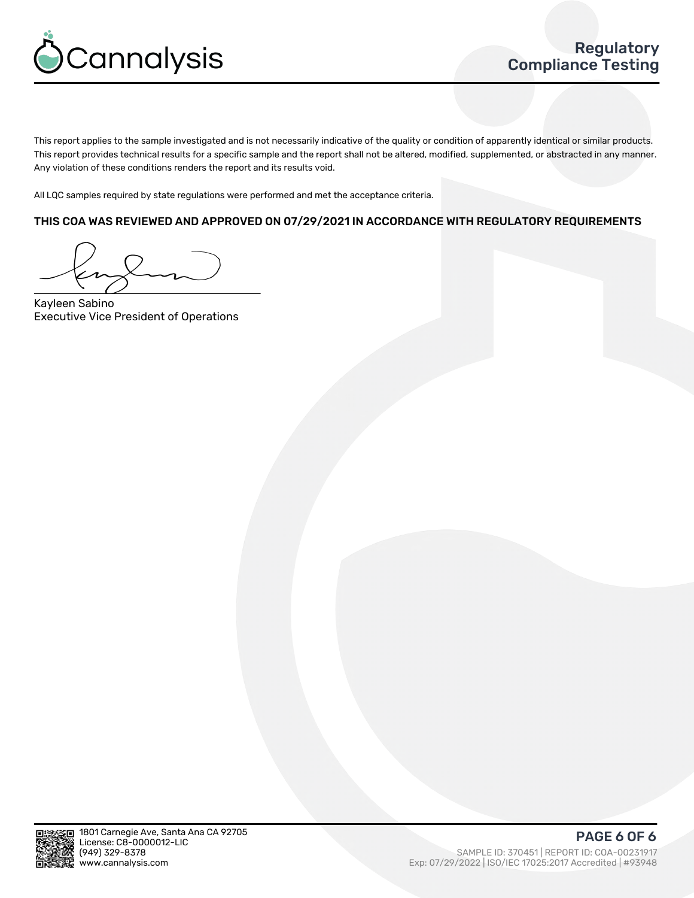This report applies to the sample investigated and is not necessarily indicative of the quality or condition of apparently identical or similar products. This report provides technical results for a specific sample and the report shall not be altered, modified, supplemented, or abstracted in any manner. Any violation of these conditions renders the report and its results void.

All LQC samples required by state regulations were performed and met the acceptance criteria.

**THIS COA WAS REVIEWED AND APPROVED ON 07/29/2021 IN ACCORDANCE WITH REGULATORY REQUIREMENTS**

Kayleen Sabino
Executive Vice President of Operations